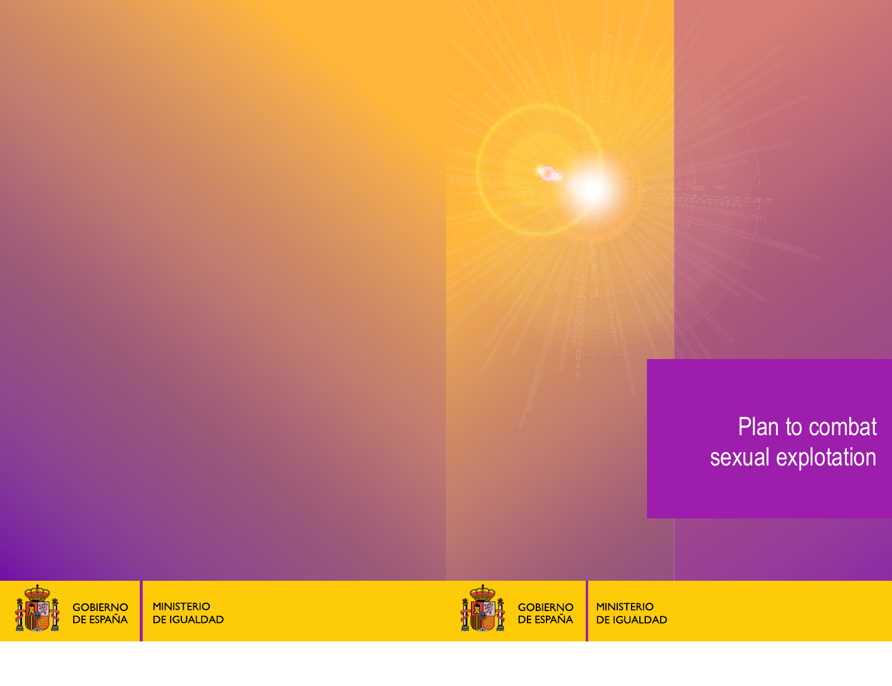# Plan to combat sexual explotation

GOBIERNO DE ESPAÑA | MINISTERIO DE IGUALDAD

GOBIERNO DE ESPAÑA | MINISTERIO DE IGUALDAD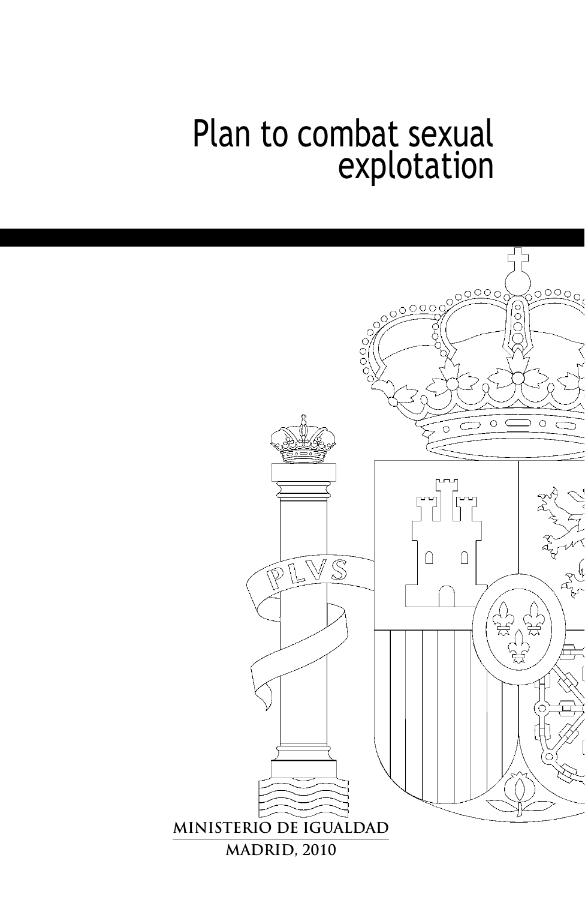# Plan to combat sexual explotation

PLVS

**MINISTERIO DE IGUALDAD**

**MADRID, 2010**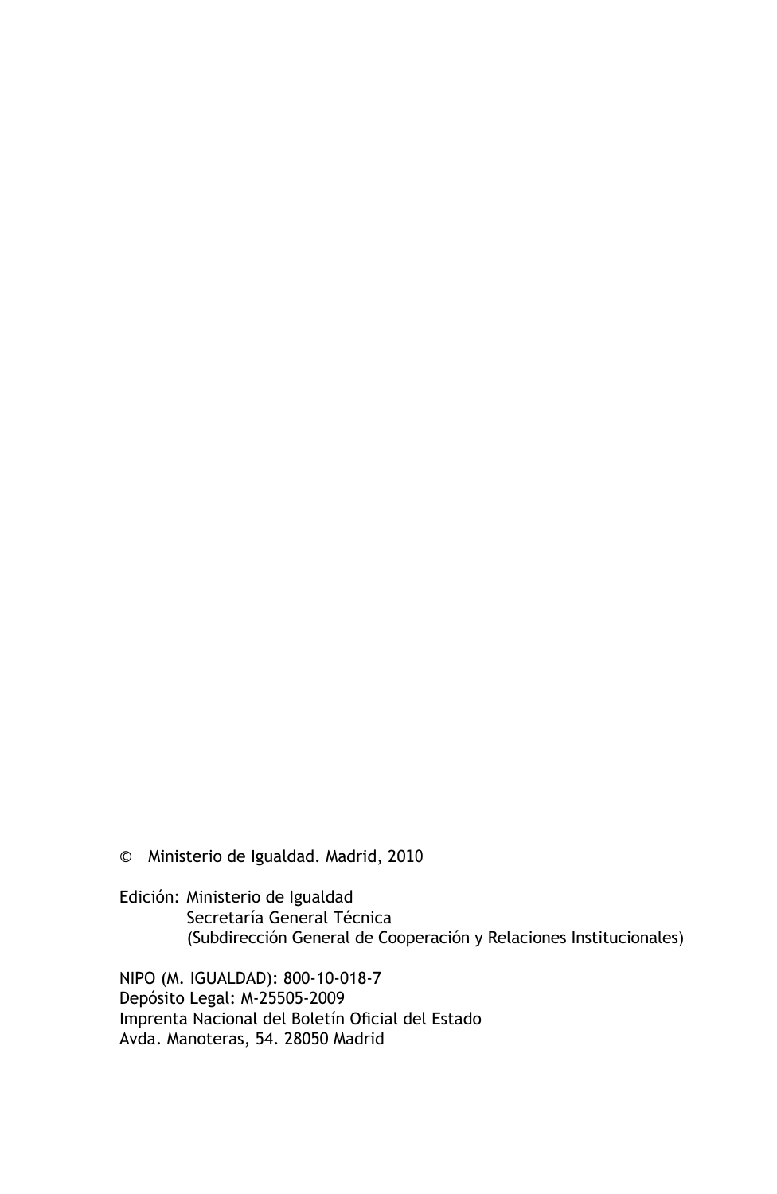© Ministerio de Igualdad. Madrid, 2010

Edición: Ministerio de Igualdad
Secretaría General Técnica
(Subdirección General de Cooperación y Relaciones Institucionales)

NIPO (M. IGUALDAD): 800-10-018-7
Depósito Legal: M-25505-2009
Imprenta Nacional del Boletín Oficial del Estado
Avda. Manoteras, 54. 28050 Madrid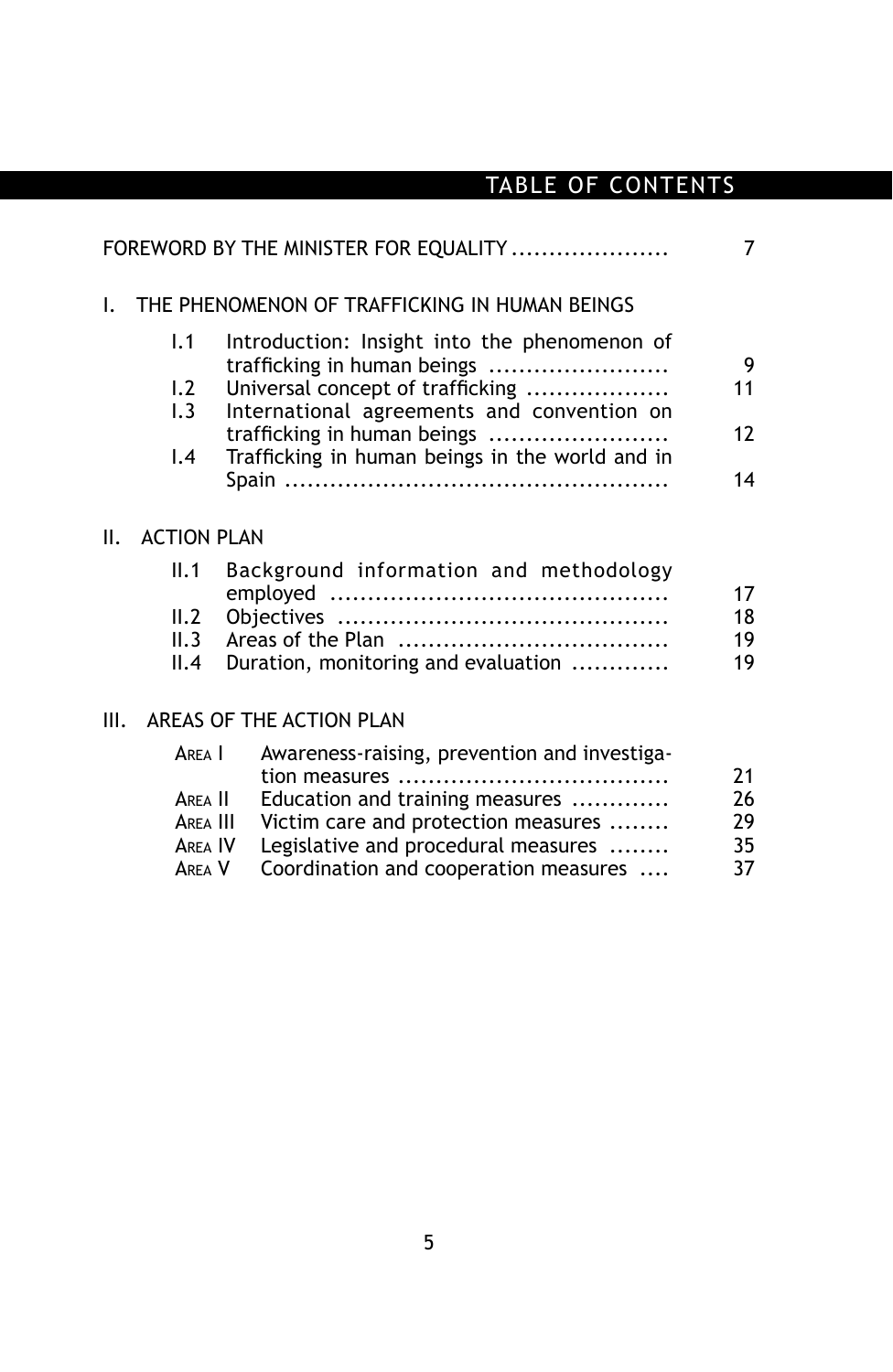# TABLE OF CONTENTS

FOREWORD BY THE MINISTER FOR EQUALITY .................... 7

I. THE PHENOMENON OF TRAFFICKING IN HUMAN BEINGS

- I.1 Introduction: Insight into the phenomenon of trafficking in human beings ....................... 9
- I.2 Universal concept of trafficking .................. 11
- I.3 International agreements and convention on trafficking in human beings ....................... 12
- I.4 Trafficking in human beings in the world and in Spain .................................................. 14

II. ACTION PLAN

- II.1 Background information and methodology employed ............................................ 17
- II.2 Objectives ........................................... 18
- II.3 Areas of the Plan .................................. 19
- II.4 Duration, monitoring and evaluation ............ 19

III. AREAS OF THE ACTION PLAN

- AREA I Awareness-raising, prevention and investigation measures ................................... 21
- AREA II Education and training measures ............ 26
- AREA III Victim care and protection measures ........ 29
- AREA IV Legislative and procedural measures ........ 35
- AREA V Coordination and cooperation measures .... 37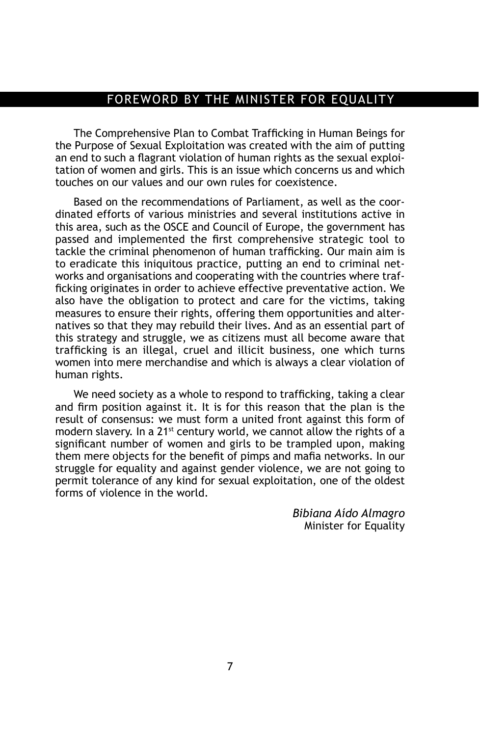# FOREWORD BY THE MINISTER FOR EQUALITY

The Comprehensive Plan to Combat Trafficking in Human Beings for the Purpose of Sexual Exploitation was created with the aim of putting an end to such a flagrant violation of human rights as the sexual exploitation of women and girls. This is an issue which concerns us and which touches on our values and our own rules for coexistence.

Based on the recommendations of Parliament, as well as the coordinated efforts of various ministries and several institutions active in this area, such as the OSCE and Council of Europe, the government has passed and implemented the first comprehensive strategic tool to tackle the criminal phenomenon of human trafficking. Our main aim is to eradicate this iniquitous practice, putting an end to criminal networks and organisations and cooperating with the countries where trafficking originates in order to achieve effective preventative action. We also have the obligation to protect and care for the victims, taking measures to ensure their rights, offering them opportunities and alternatives so that they may rebuild their lives. And as an essential part of this strategy and struggle, we as citizens must all become aware that trafficking is an illegal, cruel and illicit business, one which turns women into mere merchandise and which is always a clear violation of human rights.

We need society as a whole to respond to trafficking, taking a clear and firm position against it. It is for this reason that the plan is the result of consensus: we must form a united front against this form of modern slavery. In a 21st century world, we cannot allow the rights of a significant number of women and girls to be trampled upon, making them mere objects for the benefit of pimps and mafia networks. In our struggle for equality and against gender violence, we are not going to permit tolerance of any kind for sexual exploitation, one of the oldest forms of violence in the world.

*Bibiana Aído Almagro*
Minister for Equality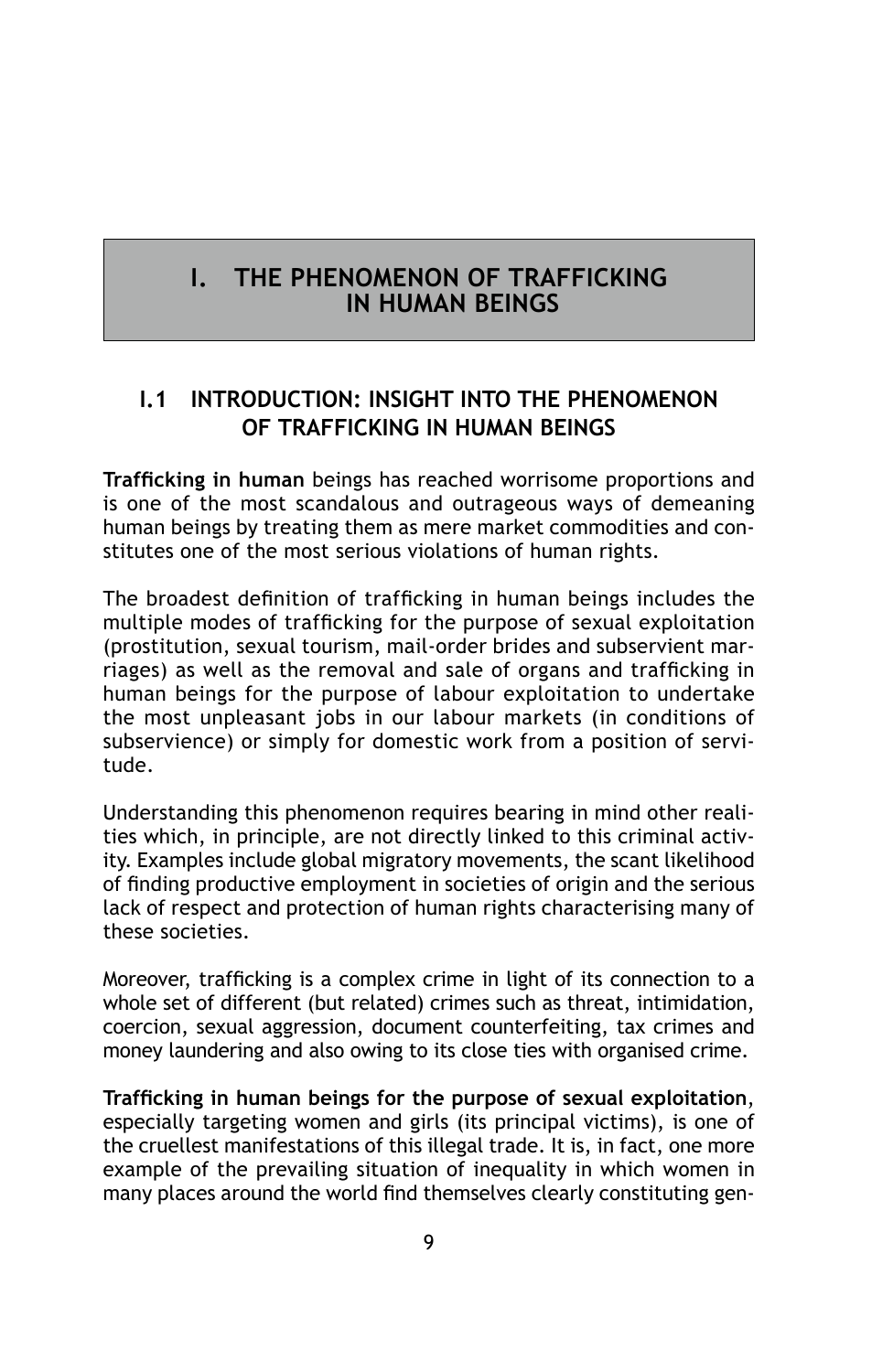# I. THE PHENOMENON OF TRAFFICKING IN HUMAN BEINGS

## I.1 INTRODUCTION: INSIGHT INTO THE PHENOMENON OF TRAFFICKING IN HUMAN BEINGS

**Trafficking in human** beings has reached worrisome proportions and is one of the most scandalous and outrageous ways of demeaning human beings by treating them as mere market commodities and constitutes one of the most serious violations of human rights.

The broadest definition of trafficking in human beings includes the multiple modes of trafficking for the purpose of sexual exploitation (prostitution, sexual tourism, mail-order brides and subservient marriages) as well as the removal and sale of organs and trafficking in human beings for the purpose of labour exploitation to undertake the most unpleasant jobs in our labour markets (in conditions of subservience) or simply for domestic work from a position of servitude.

Understanding this phenomenon requires bearing in mind other realities which, in principle, are not directly linked to this criminal activity. Examples include global migratory movements, the scant likelihood of finding productive employment in societies of origin and the serious lack of respect and protection of human rights characterising many of these societies.

Moreover, trafficking is a complex crime in light of its connection to a whole set of different (but related) crimes such as threat, intimidation, coercion, sexual aggression, document counterfeiting, tax crimes and money laundering and also owing to its close ties with organised crime.

**Trafficking in human beings for the purpose of sexual exploitation**, especially targeting women and girls (its principal victims), is one of the cruellest manifestations of this illegal trade. It is, in fact, one more example of the prevailing situation of inequality in which women in many places around the world find themselves clearly constituting gen-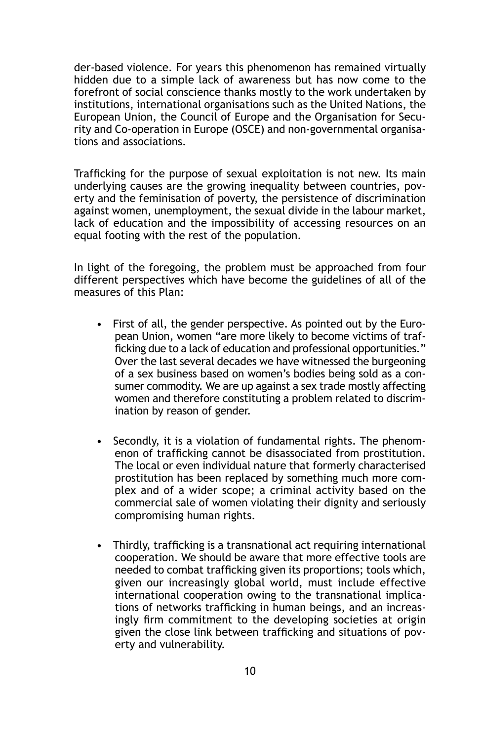der-based violence. For years this phenomenon has remained virtually hidden due to a simple lack of awareness but has now come to the forefront of social conscience thanks mostly to the work undertaken by institutions, international organisations such as the United Nations, the European Union, the Council of Europe and the Organisation for Security and Co-operation in Europe (OSCE) and non-governmental organisations and associations.

Trafficking for the purpose of sexual exploitation is not new. Its main underlying causes are the growing inequality between countries, poverty and the feminisation of poverty, the persistence of discrimination against women, unemployment, the sexual divide in the labour market, lack of education and the impossibility of accessing resources on an equal footing with the rest of the population.

In light of the foregoing, the problem must be approached from four different perspectives which have become the guidelines of all of the measures of this Plan:

- First of all, the gender perspective. As pointed out by the European Union, women "are more likely to become victims of trafficking due to a lack of education and professional opportunities." Over the last several decades we have witnessed the burgeoning of a sex business based on women's bodies being sold as a consumer commodity. We are up against a sex trade mostly affecting women and therefore constituting a problem related to discrimination by reason of gender.

- Secondly, it is a violation of fundamental rights. The phenomenon of trafficking cannot be disassociated from prostitution. The local or even individual nature that formerly characterised prostitution has been replaced by something much more complex and of a wider scope; a criminal activity based on the commercial sale of women violating their dignity and seriously compromising human rights.

- Thirdly, trafficking is a transnational act requiring international cooperation. We should be aware that more effective tools are needed to combat trafficking given its proportions; tools which, given our increasingly global world, must include effective international cooperation owing to the transnational implications of networks trafficking in human beings, and an increasingly firm commitment to the developing societies at origin given the close link between trafficking and situations of poverty and vulnerability.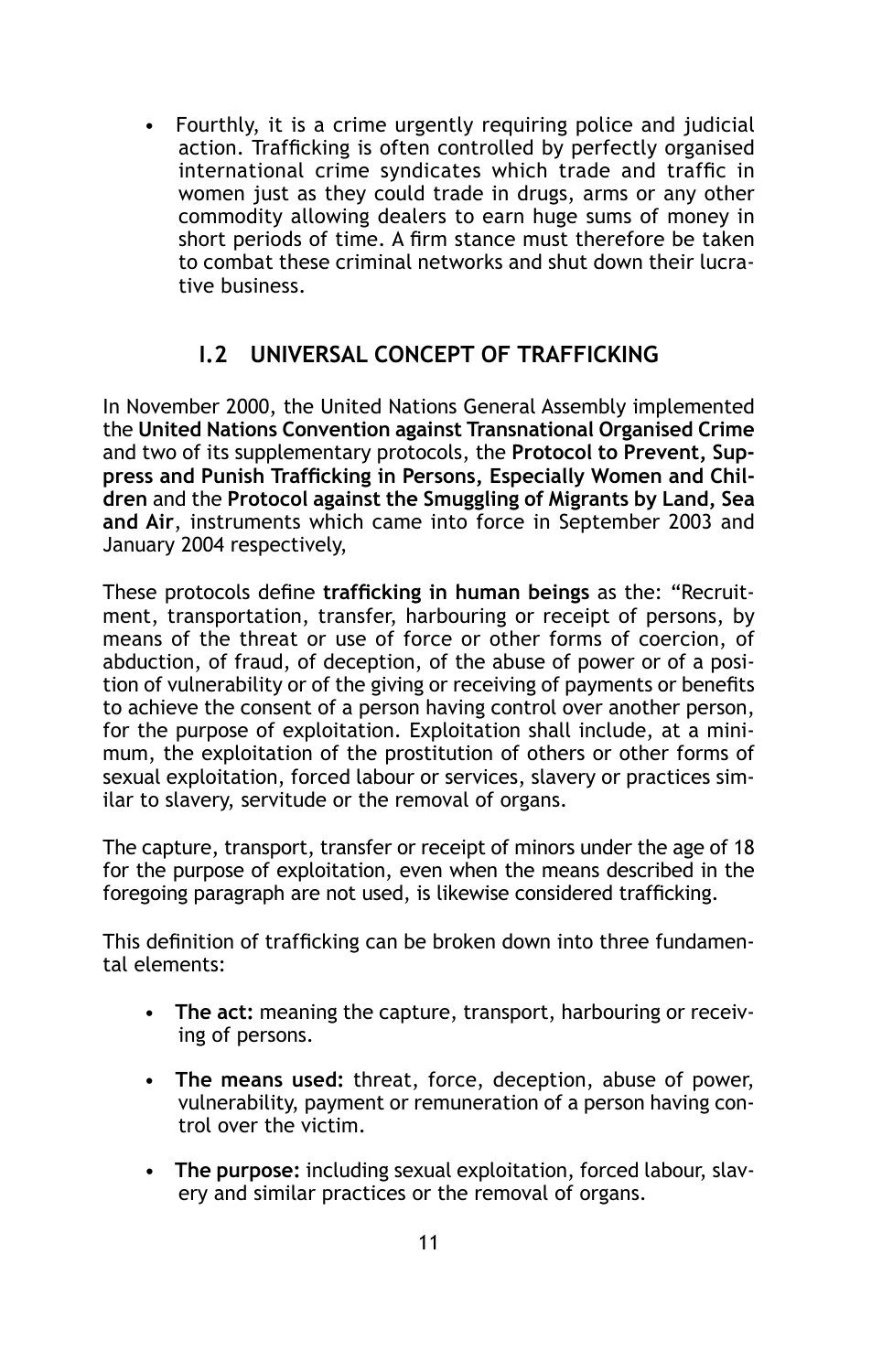- Fourthly, it is a crime urgently requiring police and judicial action. Trafficking is often controlled by perfectly organised international crime syndicates which trade and traffic in women just as they could trade in drugs, arms or any other commodity allowing dealers to earn huge sums of money in short periods of time. A firm stance must therefore be taken to combat these criminal networks and shut down their lucrative business.

## I.2 UNIVERSAL CONCEPT OF TRAFFICKING

In November 2000, the United Nations General Assembly implemented the **United Nations Convention against Transnational Organised Crime** and two of its supplementary protocols, the **Protocol to Prevent, Suppress and Punish Trafficking in Persons, Especially Women and Children** and the **Protocol against the Smuggling of Migrants by Land, Sea and Air**, instruments which came into force in September 2003 and January 2004 respectively,

These protocols define **trafficking in human beings** as the: "Recruitment, transportation, transfer, harbouring or receipt of persons, by means of the threat or use of force or other forms of coercion, of abduction, of fraud, of deception, of the abuse of power or of a position of vulnerability or of the giving or receiving of payments or benefits to achieve the consent of a person having control over another person, for the purpose of exploitation. Exploitation shall include, at a minimum, the exploitation of the prostitution of others or other forms of sexual exploitation, forced labour or services, slavery or practices similar to slavery, servitude or the removal of organs.

The capture, transport, transfer or receipt of minors under the age of 18 for the purpose of exploitation, even when the means described in the foregoing paragraph are not used, is likewise considered trafficking.

This definition of trafficking can be broken down into three fundamental elements:

- **The act:** meaning the capture, transport, harbouring or receiving of persons.
- **The means used:** threat, force, deception, abuse of power, vulnerability, payment or remuneration of a person having control over the victim.
- **The purpose:** including sexual exploitation, forced labour, slavery and similar practices or the removal of organs.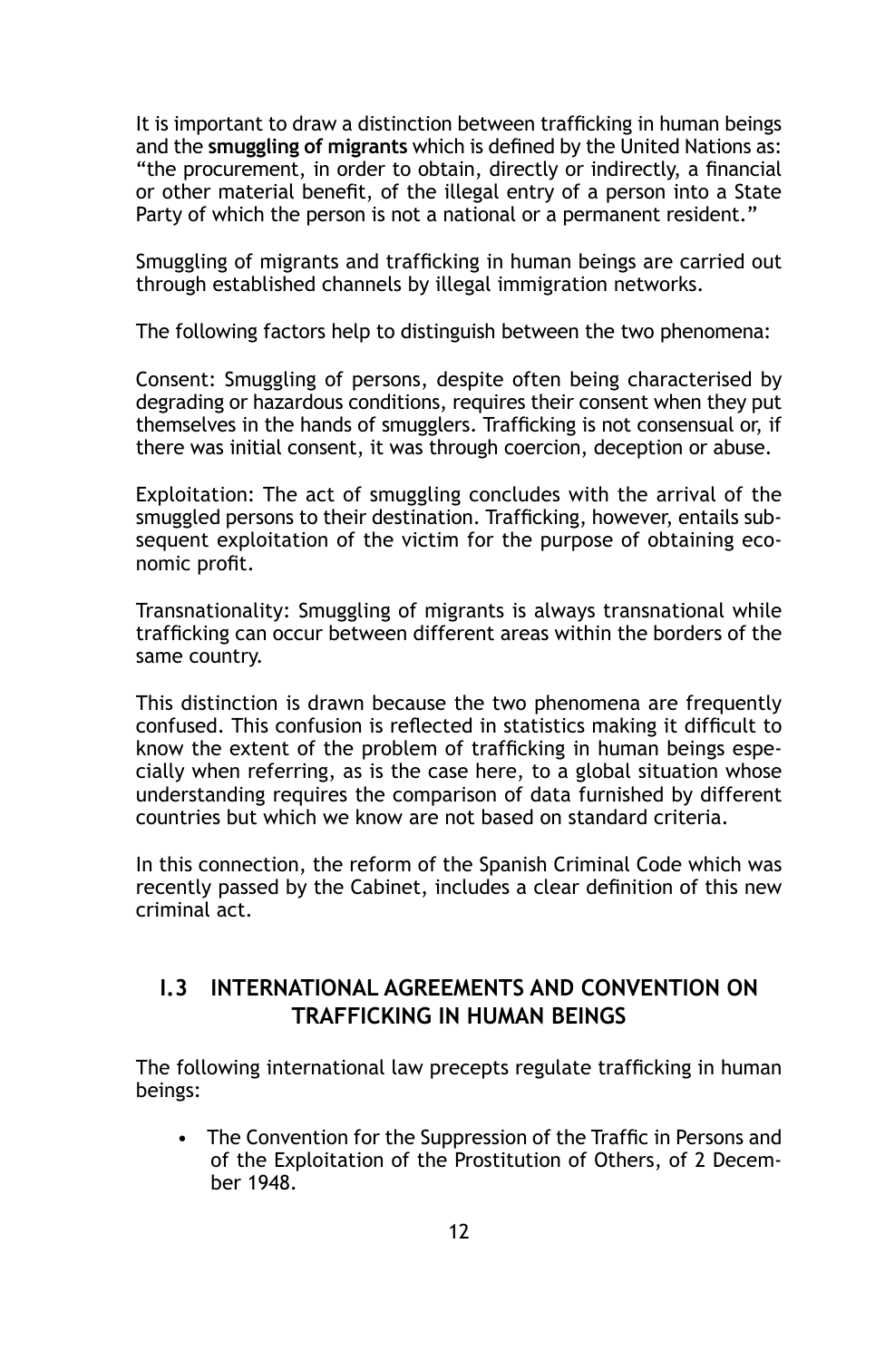It is important to draw a distinction between trafficking in human beings and the **smuggling of migrants** which is defined by the United Nations as: "the procurement, in order to obtain, directly or indirectly, a financial or other material benefit, of the illegal entry of a person into a State Party of which the person is not a national or a permanent resident."

Smuggling of migrants and trafficking in human beings are carried out through established channels by illegal immigration networks.

The following factors help to distinguish between the two phenomena:

Consent: Smuggling of persons, despite often being characterised by degrading or hazardous conditions, requires their consent when they put themselves in the hands of smugglers. Trafficking is not consensual or, if there was initial consent, it was through coercion, deception or abuse.

Exploitation: The act of smuggling concludes with the arrival of the smuggled persons to their destination. Trafficking, however, entails subsequent exploitation of the victim for the purpose of obtaining economic profit.

Transnationality: Smuggling of migrants is always transnational while trafficking can occur between different areas within the borders of the same country.

This distinction is drawn because the two phenomena are frequently confused. This confusion is reflected in statistics making it difficult to know the extent of the problem of trafficking in human beings especially when referring, as is the case here, to a global situation whose understanding requires the comparison of data furnished by different countries but which we know are not based on standard criteria.

In this connection, the reform of the Spanish Criminal Code which was recently passed by the Cabinet, includes a clear definition of this new criminal act.

## I.3 INTERNATIONAL AGREEMENTS AND CONVENTION ON TRAFFICKING IN HUMAN BEINGS

The following international law precepts regulate trafficking in human beings:

- The Convention for the Suppression of the Traffic in Persons and of the Exploitation of the Prostitution of Others, of 2 December 1948.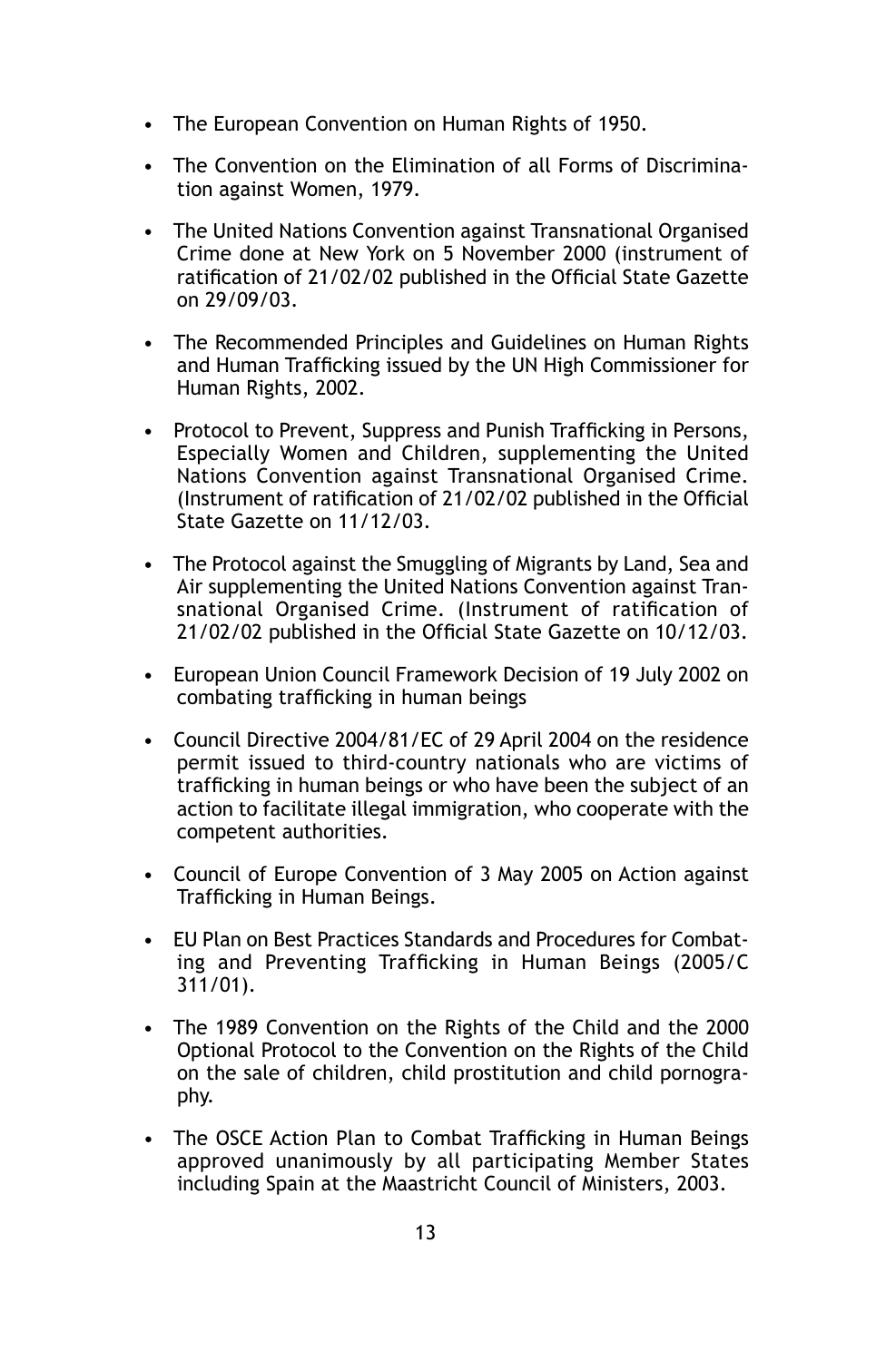- The European Convention on Human Rights of 1950.
- The Convention on the Elimination of all Forms of Discrimination against Women, 1979.
- The United Nations Convention against Transnational Organised Crime done at New York on 5 November 2000 (instrument of ratification of 21/02/02 published in the Official State Gazette on 29/09/03.
- The Recommended Principles and Guidelines on Human Rights and Human Trafficking issued by the UN High Commissioner for Human Rights, 2002.
- Protocol to Prevent, Suppress and Punish Trafficking in Persons, Especially Women and Children, supplementing the United Nations Convention against Transnational Organised Crime. (Instrument of ratification of 21/02/02 published in the Official State Gazette on 11/12/03.
- The Protocol against the Smuggling of Migrants by Land, Sea and Air supplementing the United Nations Convention against Transnational Organised Crime. (Instrument of ratification of 21/02/02 published in the Official State Gazette on 10/12/03.
- European Union Council Framework Decision of 19 July 2002 on combating trafficking in human beings
- Council Directive 2004/81/EC of 29 April 2004 on the residence permit issued to third-country nationals who are victims of trafficking in human beings or who have been the subject of an action to facilitate illegal immigration, who cooperate with the competent authorities.
- Council of Europe Convention of 3 May 2005 on Action against Trafficking in Human Beings.
- EU Plan on Best Practices Standards and Procedures for Combating and Preventing Trafficking in Human Beings (2005/C 311/01).
- The 1989 Convention on the Rights of the Child and the 2000 Optional Protocol to the Convention on the Rights of the Child on the sale of children, child prostitution and child pornography.
- The OSCE Action Plan to Combat Trafficking in Human Beings approved unanimously by all participating Member States including Spain at the Maastricht Council of Ministers, 2003.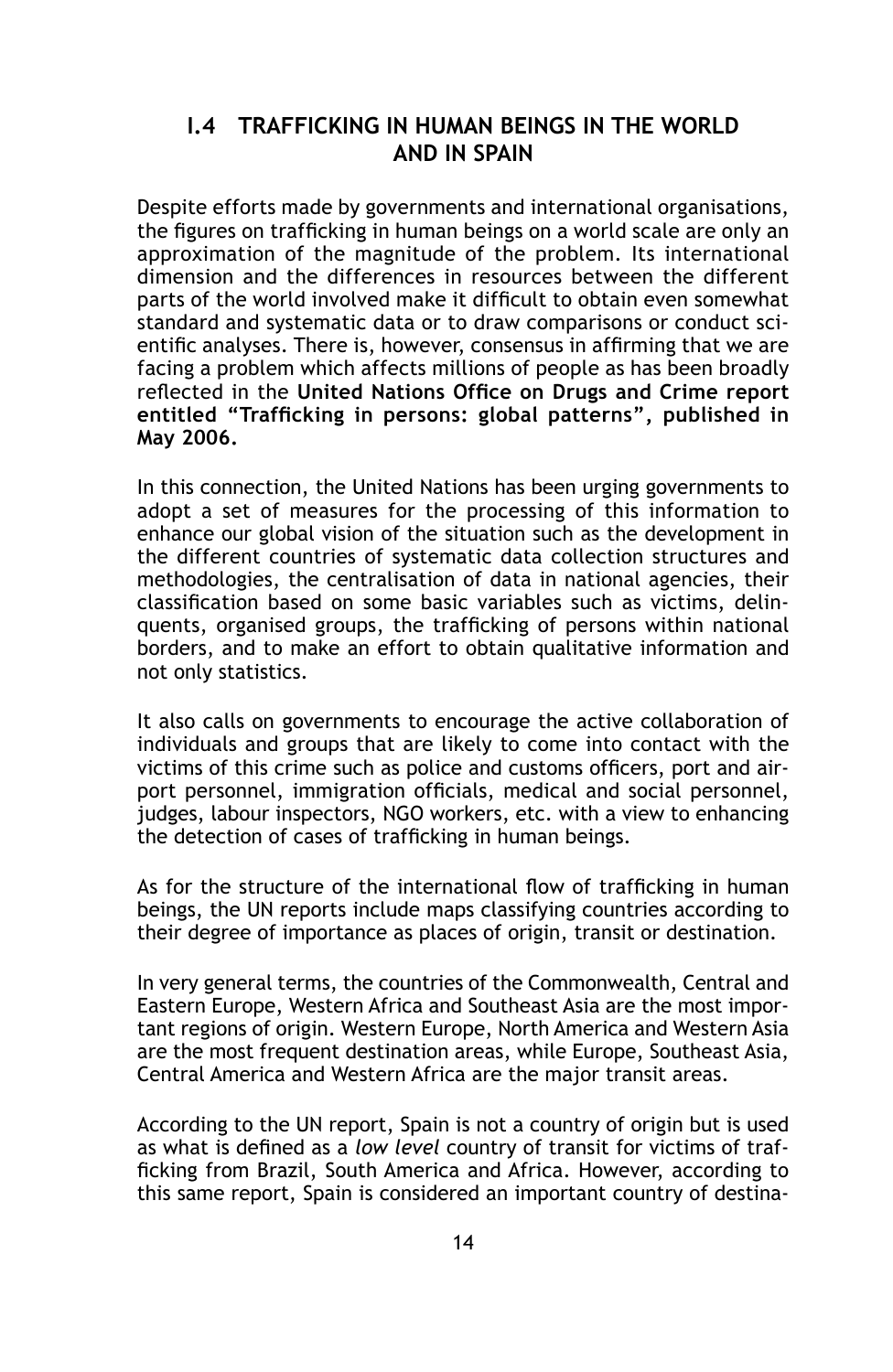## I.4 TRAFFICKING IN HUMAN BEINGS IN THE WORLD AND IN SPAIN

Despite efforts made by governments and international organisations, the figures on trafficking in human beings on a world scale are only an approximation of the magnitude of the problem. Its international dimension and the differences in resources between the different parts of the world involved make it difficult to obtain even somewhat standard and systematic data or to draw comparisons or conduct scientific analyses. There is, however, consensus in affirming that we are facing a problem which affects millions of people as has been broadly reflected in the **United Nations Office on Drugs and Crime report entitled "Trafficking in persons: global patterns", published in May 2006.**

In this connection, the United Nations has been urging governments to adopt a set of measures for the processing of this information to enhance our global vision of the situation such as the development in the different countries of systematic data collection structures and methodologies, the centralisation of data in national agencies, their classification based on some basic variables such as victims, delinquents, organised groups, the trafficking of persons within national borders, and to make an effort to obtain qualitative information and not only statistics.

It also calls on governments to encourage the active collaboration of individuals and groups that are likely to come into contact with the victims of this crime such as police and customs officers, port and airport personnel, immigration officials, medical and social personnel, judges, labour inspectors, NGO workers, etc. with a view to enhancing the detection of cases of trafficking in human beings.

As for the structure of the international flow of trafficking in human beings, the UN reports include maps classifying countries according to their degree of importance as places of origin, transit or destination.

In very general terms, the countries of the Commonwealth, Central and Eastern Europe, Western Africa and Southeast Asia are the most important regions of origin. Western Europe, North America and Western Asia are the most frequent destination areas, while Europe, Southeast Asia, Central America and Western Africa are the major transit areas.

According to the UN report, Spain is not a country of origin but is used as what is defined as a *low level* country of transit for victims of trafficking from Brazil, South America and Africa. However, according to this same report, Spain is considered an important country of destina-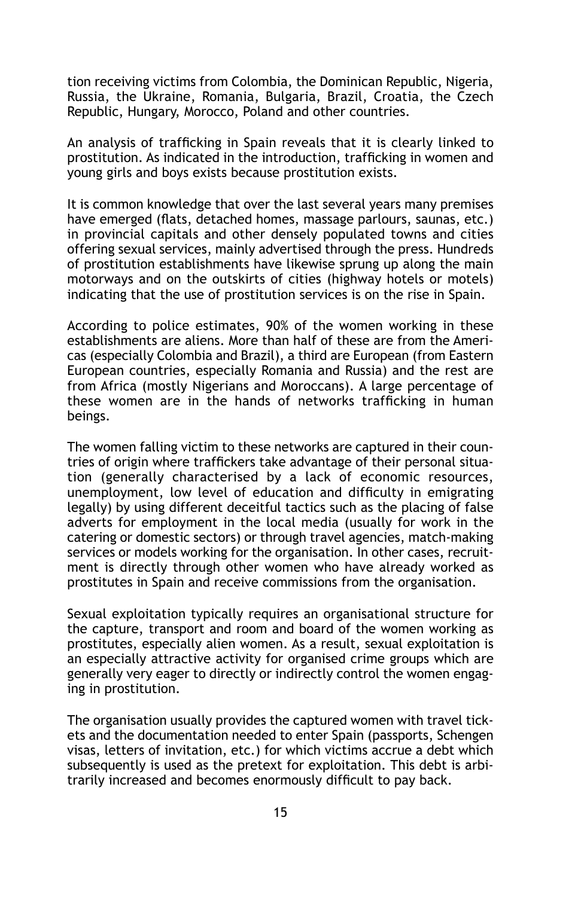tion receiving victims from Colombia, the Dominican Republic, Nigeria, Russia, the Ukraine, Romania, Bulgaria, Brazil, Croatia, the Czech Republic, Hungary, Morocco, Poland and other countries.

An analysis of trafficking in Spain reveals that it is clearly linked to prostitution. As indicated in the introduction, trafficking in women and young girls and boys exists because prostitution exists.

It is common knowledge that over the last several years many premises have emerged (flats, detached homes, massage parlours, saunas, etc.) in provincial capitals and other densely populated towns and cities offering sexual services, mainly advertised through the press. Hundreds of prostitution establishments have likewise sprung up along the main motorways and on the outskirts of cities (highway hotels or motels) indicating that the use of prostitution services is on the rise in Spain.

According to police estimates, 90% of the women working in these establishments are aliens. More than half of these are from the Americas (especially Colombia and Brazil), a third are European (from Eastern European countries, especially Romania and Russia) and the rest are from Africa (mostly Nigerians and Moroccans). A large percentage of these women are in the hands of networks trafficking in human beings.

The women falling victim to these networks are captured in their countries of origin where traffickers take advantage of their personal situation (generally characterised by a lack of economic resources, unemployment, low level of education and difficulty in emigrating legally) by using different deceitful tactics such as the placing of false adverts for employment in the local media (usually for work in the catering or domestic sectors) or through travel agencies, match-making services or models working for the organisation. In other cases, recruitment is directly through other women who have already worked as prostitutes in Spain and receive commissions from the organisation.

Sexual exploitation typically requires an organisational structure for the capture, transport and room and board of the women working as prostitutes, especially alien women. As a result, sexual exploitation is an especially attractive activity for organised crime groups which are generally very eager to directly or indirectly control the women engaging in prostitution.

The organisation usually provides the captured women with travel tickets and the documentation needed to enter Spain (passports, Schengen visas, letters of invitation, etc.) for which victims accrue a debt which subsequently is used as the pretext for exploitation. This debt is arbitrarily increased and becomes enormously difficult to pay back.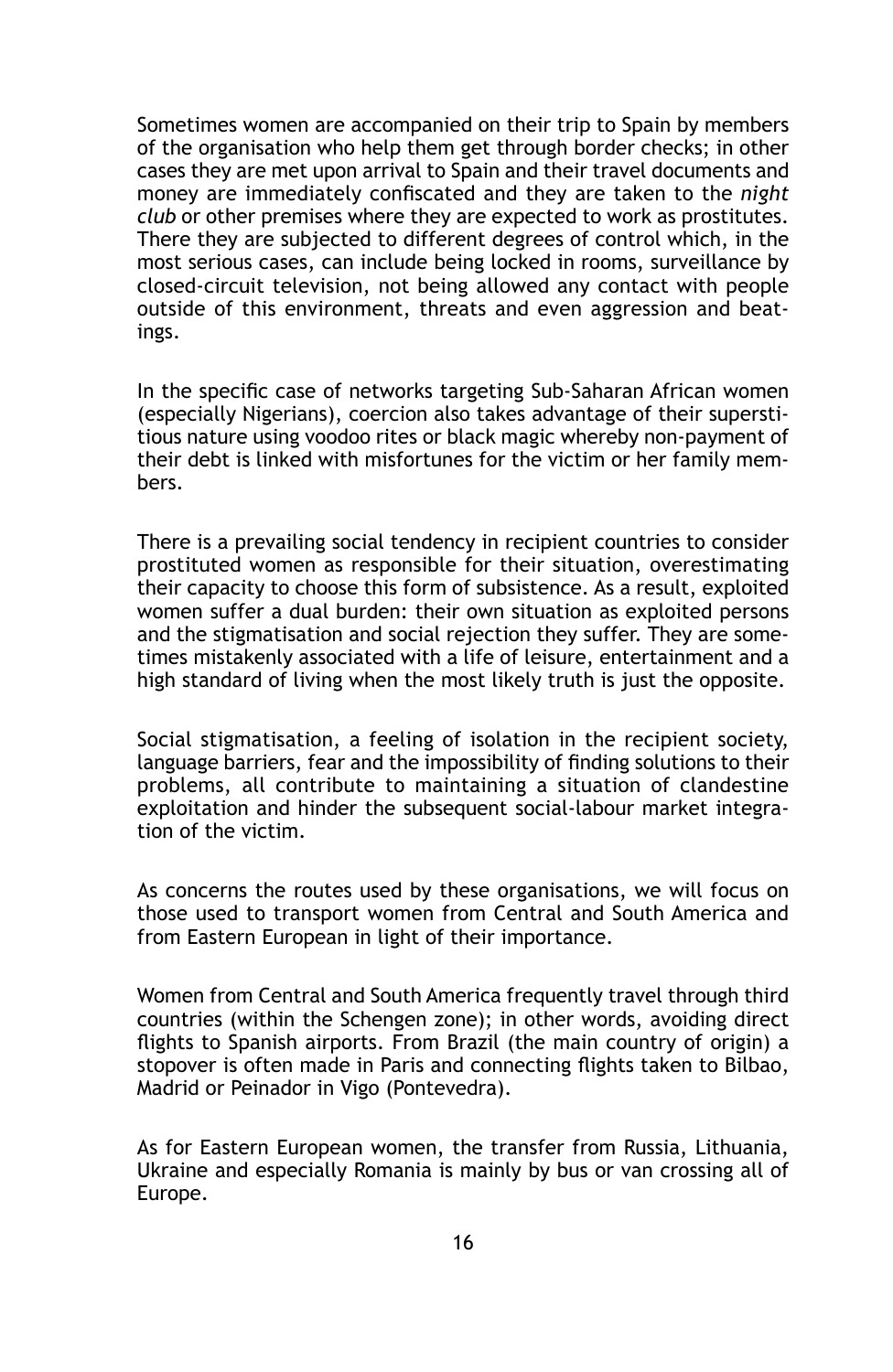Sometimes women are accompanied on their trip to Spain by members of the organisation who help them get through border checks; in other cases they are met upon arrival to Spain and their travel documents and money are immediately confiscated and they are taken to the *night club* or other premises where they are expected to work as prostitutes. There they are subjected to different degrees of control which, in the most serious cases, can include being locked in rooms, surveillance by closed-circuit television, not being allowed any contact with people outside of this environment, threats and even aggression and beatings.

In the specific case of networks targeting Sub-Saharan African women (especially Nigerians), coercion also takes advantage of their superstitious nature using voodoo rites or black magic whereby non-payment of their debt is linked with misfortunes for the victim or her family members.

There is a prevailing social tendency in recipient countries to consider prostituted women as responsible for their situation, overestimating their capacity to choose this form of subsistence. As a result, exploited women suffer a dual burden: their own situation as exploited persons and the stigmatisation and social rejection they suffer. They are sometimes mistakenly associated with a life of leisure, entertainment and a high standard of living when the most likely truth is just the opposite.

Social stigmatisation, a feeling of isolation in the recipient society, language barriers, fear and the impossibility of finding solutions to their problems, all contribute to maintaining a situation of clandestine exploitation and hinder the subsequent social-labour market integration of the victim.

As concerns the routes used by these organisations, we will focus on those used to transport women from Central and South America and from Eastern European in light of their importance.

Women from Central and South America frequently travel through third countries (within the Schengen zone); in other words, avoiding direct flights to Spanish airports. From Brazil (the main country of origin) a stopover is often made in Paris and connecting flights taken to Bilbao, Madrid or Peinador in Vigo (Pontevedra).

As for Eastern European women, the transfer from Russia, Lithuania, Ukraine and especially Romania is mainly by bus or van crossing all of Europe.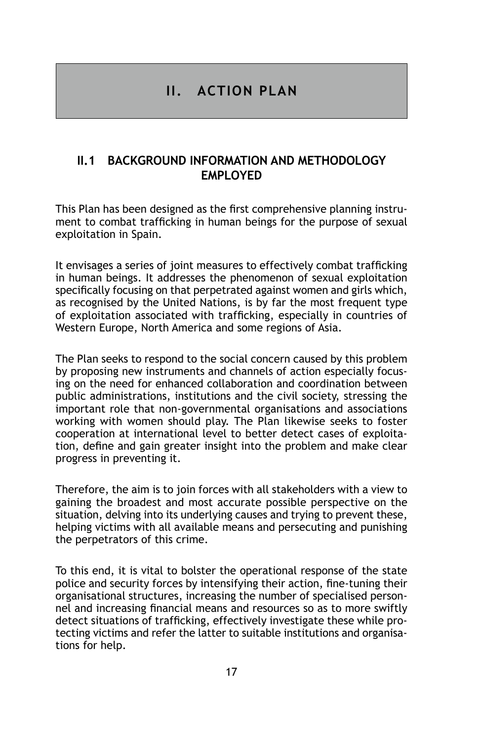# II. ACTION PLAN

## II.1 BACKGROUND INFORMATION AND METHODOLOGY EMPLOYED

This Plan has been designed as the first comprehensive planning instrument to combat trafficking in human beings for the purpose of sexual exploitation in Spain.

It envisages a series of joint measures to effectively combat trafficking in human beings. It addresses the phenomenon of sexual exploitation specifically focusing on that perpetrated against women and girls which, as recognised by the United Nations, is by far the most frequent type of exploitation associated with trafficking, especially in countries of Western Europe, North America and some regions of Asia.

The Plan seeks to respond to the social concern caused by this problem by proposing new instruments and channels of action especially focusing on the need for enhanced collaboration and coordination between public administrations, institutions and the civil society, stressing the important role that non-governmental organisations and associations working with women should play. The Plan likewise seeks to foster cooperation at international level to better detect cases of exploitation, define and gain greater insight into the problem and make clear progress in preventing it.

Therefore, the aim is to join forces with all stakeholders with a view to gaining the broadest and most accurate possible perspective on the situation, delving into its underlying causes and trying to prevent these, helping victims with all available means and persecuting and punishing the perpetrators of this crime.

To this end, it is vital to bolster the operational response of the state police and security forces by intensifying their action, fine-tuning their organisational structures, increasing the number of specialised personnel and increasing financial means and resources so as to more swiftly detect situations of trafficking, effectively investigate these while protecting victims and refer the latter to suitable institutions and organisations for help.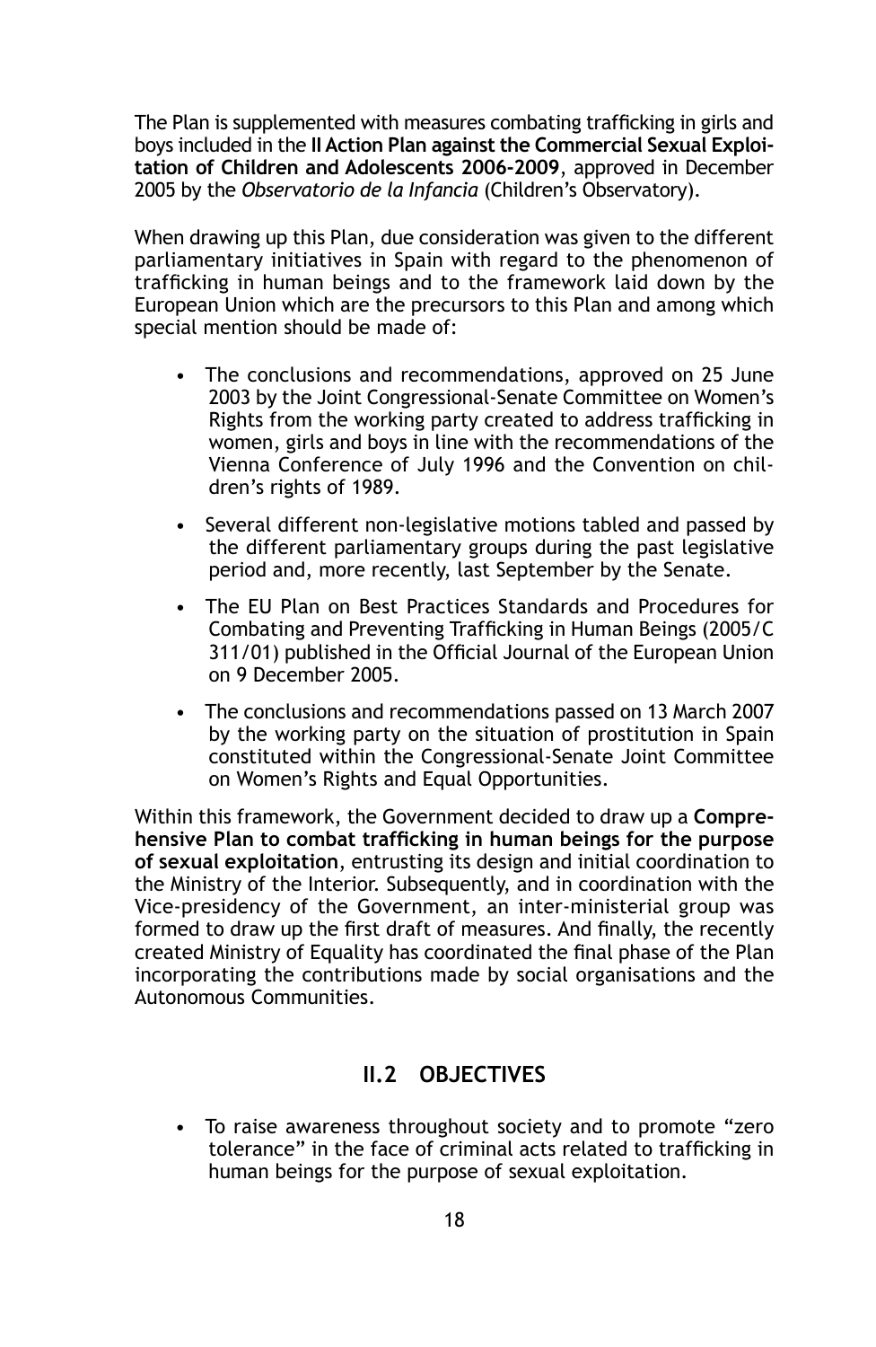The Plan is supplemented with measures combating trafficking in girls and boys included in the **II Action Plan against the Commercial Sexual Exploitation of Children and Adolescents 2006-2009**, approved in December 2005 by the *Observatorio de la Infancia* (Children's Observatory).

When drawing up this Plan, due consideration was given to the different parliamentary initiatives in Spain with regard to the phenomenon of trafficking in human beings and to the framework laid down by the European Union which are the precursors to this Plan and among which special mention should be made of:

- The conclusions and recommendations, approved on 25 June 2003 by the Joint Congressional-Senate Committee on Women's Rights from the working party created to address trafficking in women, girls and boys in line with the recommendations of the Vienna Conference of July 1996 and the Convention on children's rights of 1989.
- Several different non-legislative motions tabled and passed by the different parliamentary groups during the past legislative period and, more recently, last September by the Senate.
- The EU Plan on Best Practices Standards and Procedures for Combating and Preventing Trafficking in Human Beings (2005/C 311/01) published in the Official Journal of the European Union on 9 December 2005.
- The conclusions and recommendations passed on 13 March 2007 by the working party on the situation of prostitution in Spain constituted within the Congressional-Senate Joint Committee on Women's Rights and Equal Opportunities.

Within this framework, the Government decided to draw up a **Comprehensive Plan to combat trafficking in human beings for the purpose of sexual exploitation**, entrusting its design and initial coordination to the Ministry of the Interior. Subsequently, and in coordination with the Vice-presidency of the Government, an inter-ministerial group was formed to draw up the first draft of measures. And finally, the recently created Ministry of Equality has coordinated the final phase of the Plan incorporating the contributions made by social organisations and the Autonomous Communities.

## II.2 OBJECTIVES

- To raise awareness throughout society and to promote "zero tolerance" in the face of criminal acts related to trafficking in human beings for the purpose of sexual exploitation.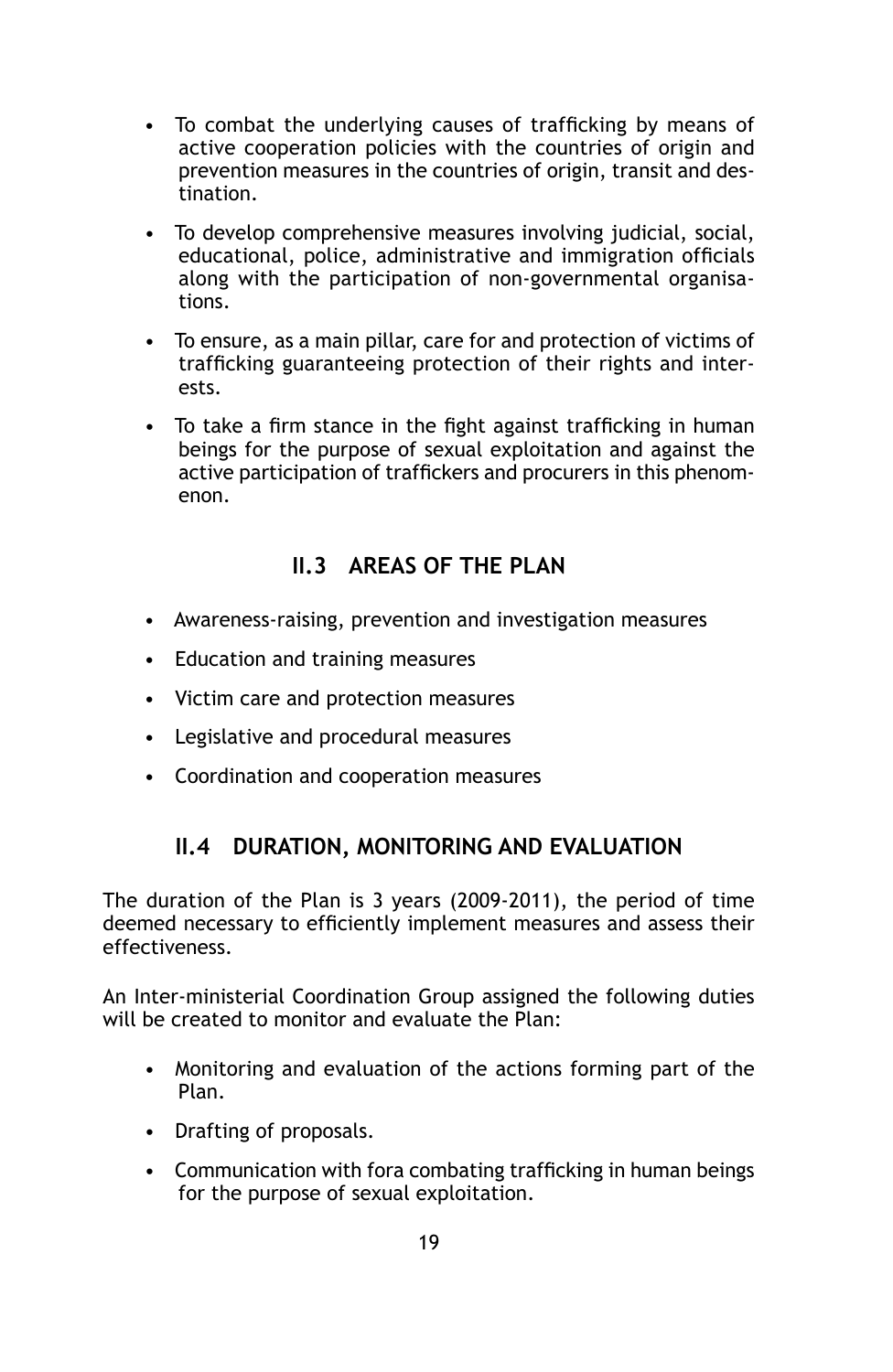- To combat the underlying causes of trafficking by means of active cooperation policies with the countries of origin and prevention measures in the countries of origin, transit and destination.
- To develop comprehensive measures involving judicial, social, educational, police, administrative and immigration officials along with the participation of non-governmental organisations.
- To ensure, as a main pillar, care for and protection of victims of trafficking guaranteeing protection of their rights and interests.
- To take a firm stance in the fight against trafficking in human beings for the purpose of sexual exploitation and against the active participation of traffickers and procurers in this phenomenon.

## II.3 AREAS OF THE PLAN

- Awareness-raising, prevention and investigation measures
- Education and training measures
- Victim care and protection measures
- Legislative and procedural measures
- Coordination and cooperation measures

## II.4 DURATION, MONITORING AND EVALUATION

The duration of the Plan is 3 years (2009-2011), the period of time deemed necessary to efficiently implement measures and assess their effectiveness.

An Inter-ministerial Coordination Group assigned the following duties will be created to monitor and evaluate the Plan:

- Monitoring and evaluation of the actions forming part of the Plan.
- Drafting of proposals.
- Communication with fora combating trafficking in human beings for the purpose of sexual exploitation.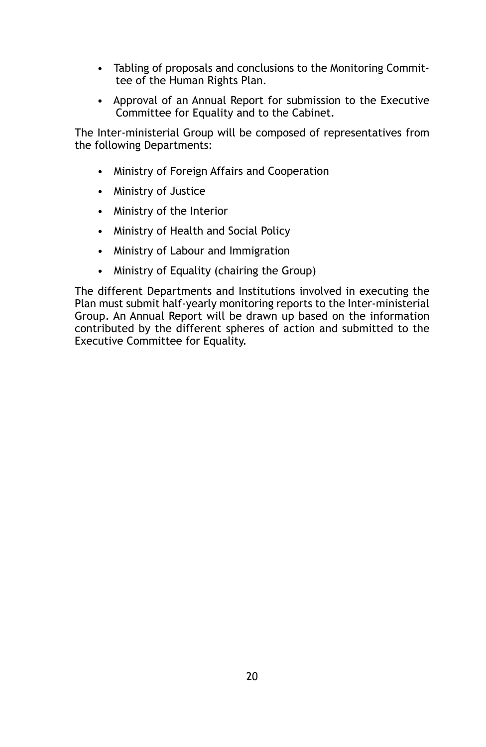- Tabling of proposals and conclusions to the Monitoring Committee of the Human Rights Plan.
- Approval of an Annual Report for submission to the Executive Committee for Equality and to the Cabinet.

The Inter-ministerial Group will be composed of representatives from the following Departments:

- Ministry of Foreign Affairs and Cooperation
- Ministry of Justice
- Ministry of the Interior
- Ministry of Health and Social Policy
- Ministry of Labour and Immigration
- Ministry of Equality (chairing the Group)

The different Departments and Institutions involved in executing the Plan must submit half-yearly monitoring reports to the Inter-ministerial Group. An Annual Report will be drawn up based on the information contributed by the different spheres of action and submitted to the Executive Committee for Equality.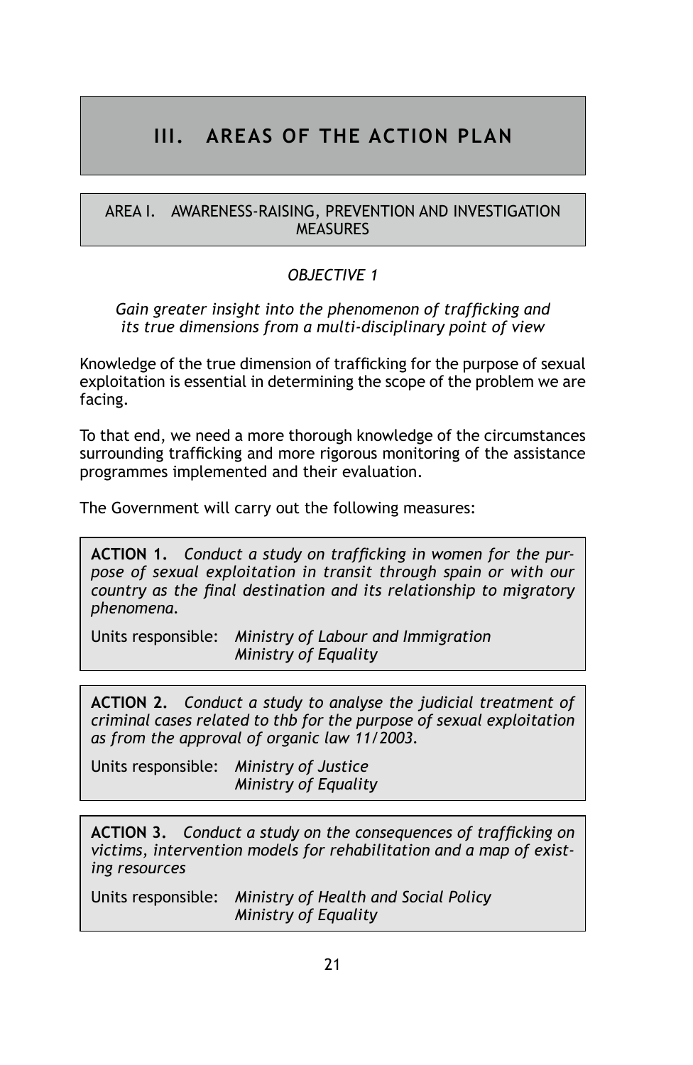# III. AREAS OF THE ACTION PLAN

## AREA I. AWARENESS-RAISING, PREVENTION AND INVESTIGATION MEASURES

### *OBJECTIVE 1*

*Gain greater insight into the phenomenon of trafficking and its true dimensions from a multi-disciplinary point of view*

Knowledge of the true dimension of trafficking for the purpose of sexual exploitation is essential in determining the scope of the problem we are facing.

To that end, we need a more thorough knowledge of the circumstances surrounding trafficking and more rigorous monitoring of the assistance programmes implemented and their evaluation.

The Government will carry out the following measures:

**ACTION 1.** *Conduct a study on trafficking in women for the purpose of sexual exploitation in transit through spain or with our country as the final destination and its relationship to migratory phenomena.*

Units responsible: *Ministry of Labour and Immigration*
*Ministry of Equality*

**ACTION 2.** *Conduct a study to analyse the judicial treatment of criminal cases related to thb for the purpose of sexual exploitation as from the approval of organic law 11/2003.*

Units responsible: *Ministry of Justice*
*Ministry of Equality*

**ACTION 3.** *Conduct a study on the consequences of trafficking on victims, intervention models for rehabilitation and a map of existing resources*

Units responsible: *Ministry of Health and Social Policy*
*Ministry of Equality*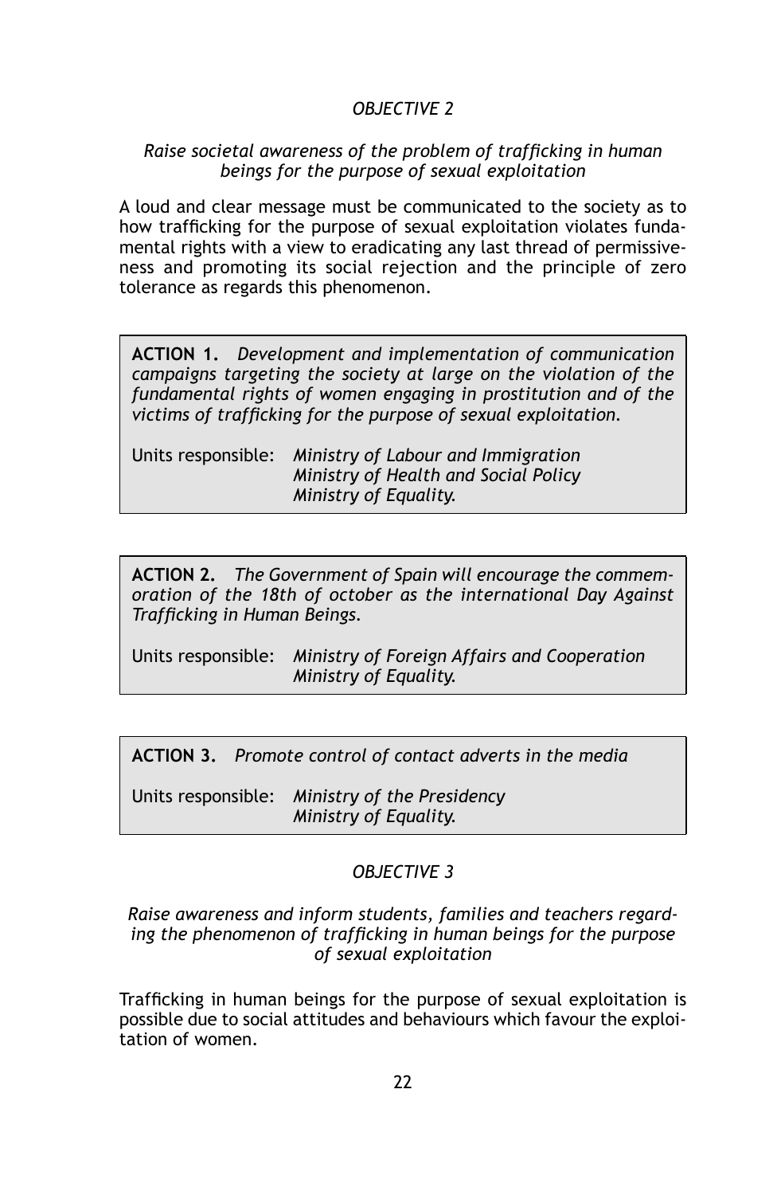## *OBJECTIVE 2*

### *Raise societal awareness of the problem of trafficking in human beings for the purpose of sexual exploitation*

A loud and clear message must be communicated to the society as to how trafficking for the purpose of sexual exploitation violates fundamental rights with a view to eradicating any last thread of permissiveness and promoting its social rejection and the principle of zero tolerance as regards this phenomenon.

> **ACTION 1.** *Development and implementation of communication campaigns targeting the society at large on the violation of the fundamental rights of women engaging in prostitution and of the victims of trafficking for the purpose of sexual exploitation.*
>
> Units responsible: *Ministry of Labour and Immigration*
> *Ministry of Health and Social Policy*
> *Ministry of Equality.*

> **ACTION 2.** *The Government of Spain will encourage the commemoration of the 18th of october as the international Day Against Trafficking in Human Beings.*
>
> Units responsible: *Ministry of Foreign Affairs and Cooperation*
> *Ministry of Equality.*

> **ACTION 3.** *Promote control of contact adverts in the media*
>
> Units responsible: *Ministry of the Presidency*
> *Ministry of Equality.*

## *OBJECTIVE 3*

### *Raise awareness and inform students, families and teachers regarding the phenomenon of trafficking in human beings for the purpose of sexual exploitation*

Trafficking in human beings for the purpose of sexual exploitation is possible due to social attitudes and behaviours which favour the exploitation of women.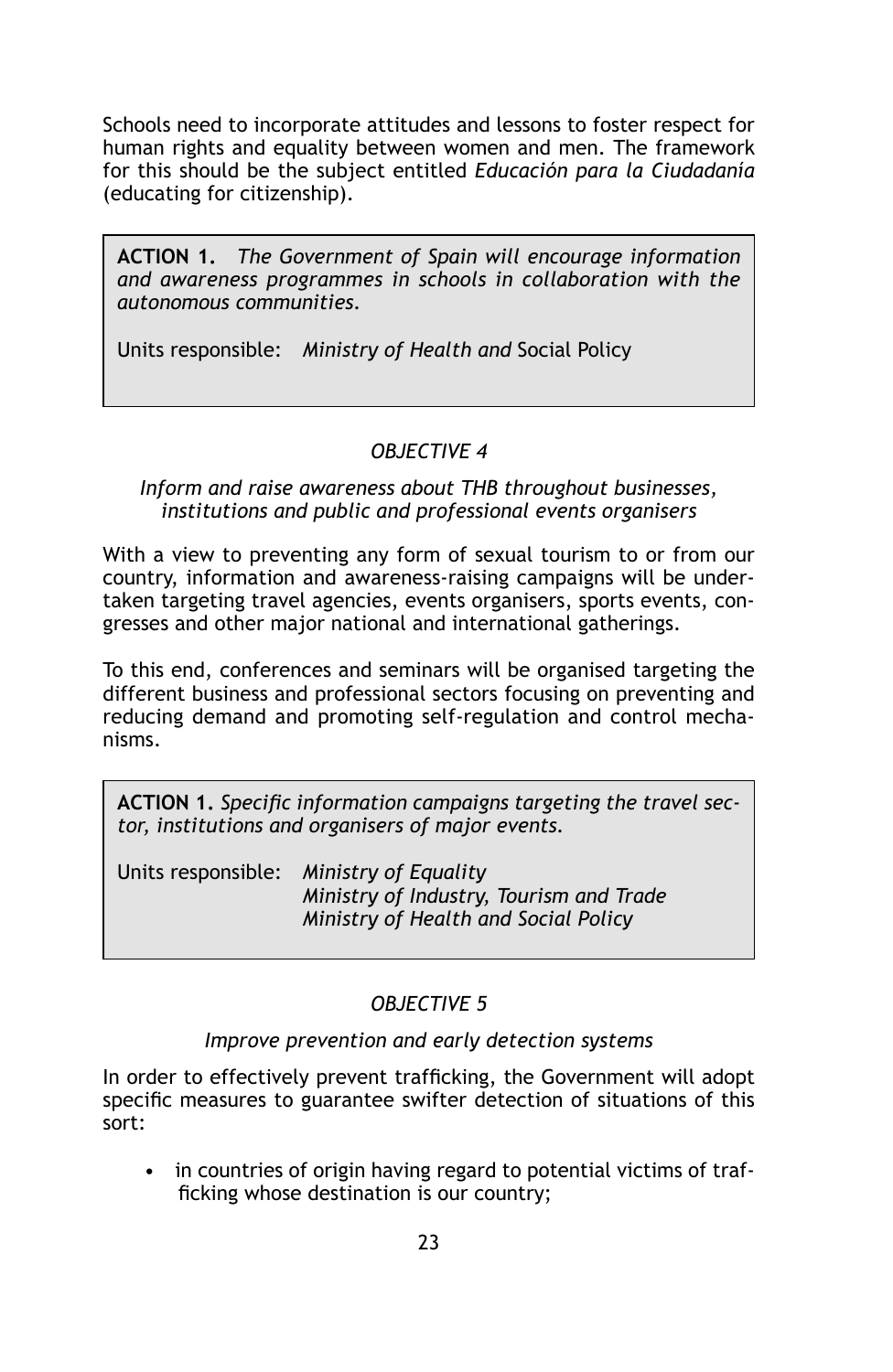Schools need to incorporate attitudes and lessons to foster respect for human rights and equality between women and men. The framework for this should be the subject entitled *Educación para la Ciudadanía* (educating for citizenship).

> **ACTION 1.** *The Government of Spain will encourage information and awareness programmes in schools in collaboration with the autonomous communities.*
>
> Units responsible: *Ministry of Health and* Social Policy

*OBJECTIVE 4*

*Inform and raise awareness about THB throughout businesses, institutions and public and professional events organisers*

With a view to preventing any form of sexual tourism to or from our country, information and awareness-raising campaigns will be undertaken targeting travel agencies, events organisers, sports events, congresses and other major national and international gatherings.

To this end, conferences and seminars will be organised targeting the different business and professional sectors focusing on preventing and reducing demand and promoting self-regulation and control mechanisms.

> **ACTION 1.** *Specific information campaigns targeting the travel sector, institutions and organisers of major events.*
>
> Units responsible: *Ministry of Equality*
> *Ministry of Industry, Tourism and Trade*
> *Ministry of Health and Social Policy*

*OBJECTIVE 5*

*Improve prevention and early detection systems*

In order to effectively prevent trafficking, the Government will adopt specific measures to guarantee swifter detection of situations of this sort:

- in countries of origin having regard to potential victims of trafficking whose destination is our country;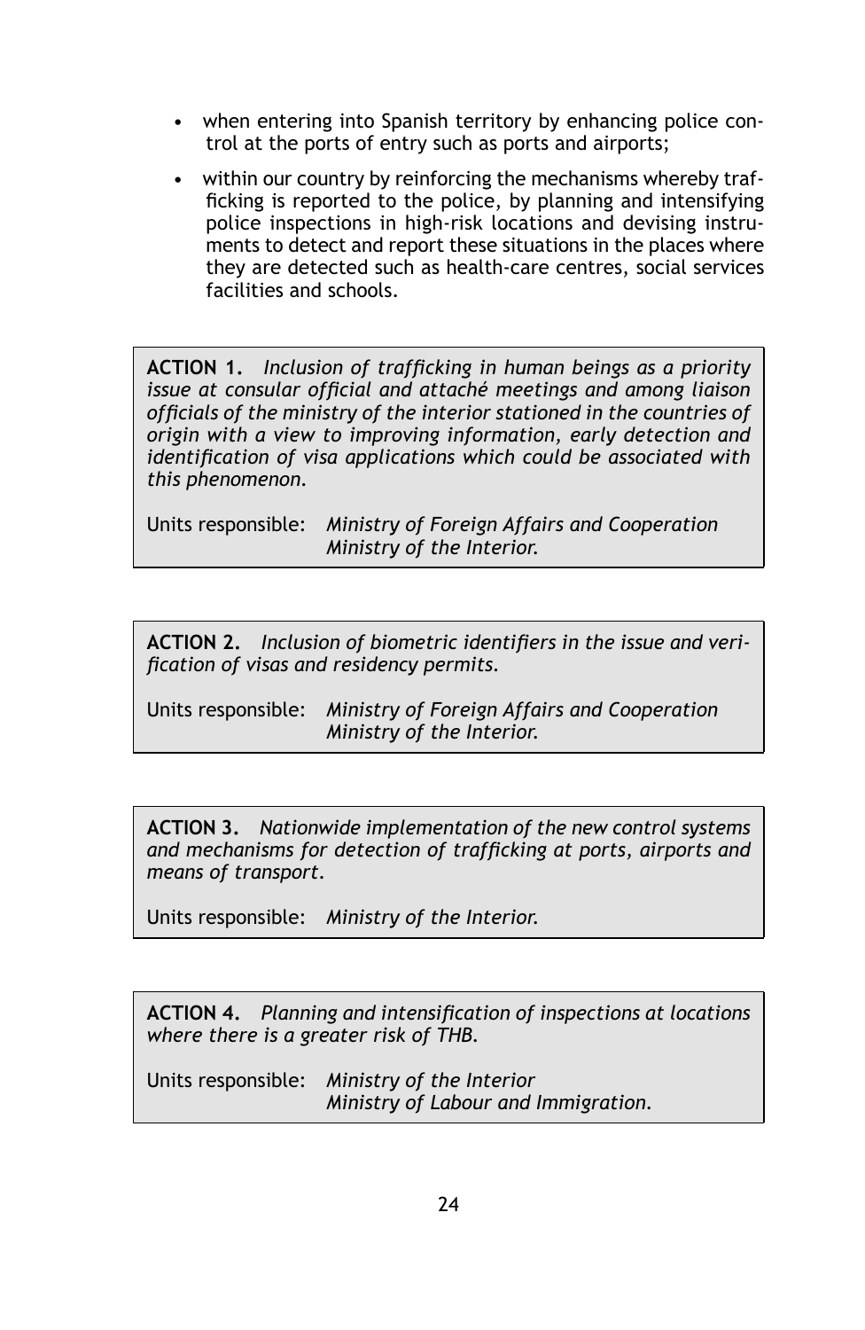- when entering into Spanish territory by enhancing police control at the ports of entry such as ports and airports;
- within our country by reinforcing the mechanisms whereby trafficking is reported to the police, by planning and intensifying police inspections in high-risk locations and devising instruments to detect and report these situations in the places where they are detected such as health-care centres, social services facilities and schools.

**ACTION 1.** *Inclusion of trafficking in human beings as a priority issue at consular official and attaché meetings and among liaison officials of the ministry of the interior stationed in the countries of origin with a view to improving information, early detection and identification of visa applications which could be associated with this phenomenon.*

Units responsible: *Ministry of Foreign Affairs and Cooperation*
*Ministry of the Interior.*

**ACTION 2.** *Inclusion of biometric identifiers in the issue and verification of visas and residency permits.*

Units responsible: *Ministry of Foreign Affairs and Cooperation*
*Ministry of the Interior.*

**ACTION 3.** *Nationwide implementation of the new control systems and mechanisms for detection of trafficking at ports, airports and means of transport.*

Units responsible: *Ministry of the Interior.*

**ACTION 4.** *Planning and intensification of inspections at locations where there is a greater risk of THB.*

Units responsible: *Ministry of the Interior*
*Ministry of Labour and Immigration.*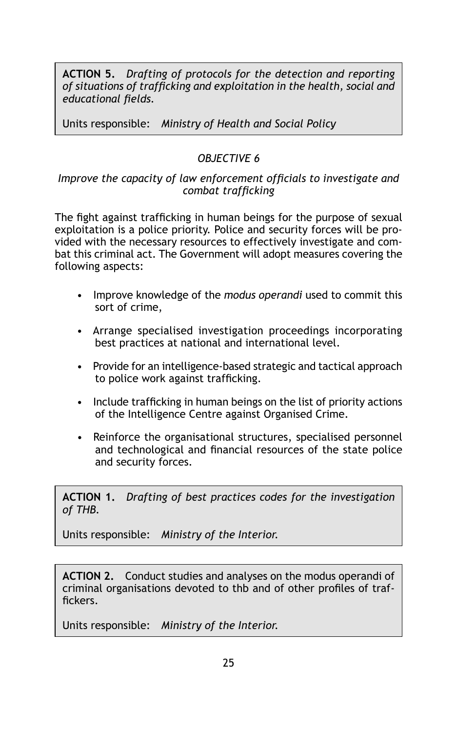**ACTION 5.** *Drafting of protocols for the detection and reporting of situations of trafficking and exploitation in the health, social and educational fields.*

Units responsible: *Ministry of Health and Social Policy*

### *OBJECTIVE 6*

*Improve the capacity of law enforcement officials to investigate and combat trafficking*

The fight against trafficking in human beings for the purpose of sexual exploitation is a police priority. Police and security forces will be provided with the necessary resources to effectively investigate and combat this criminal act. The Government will adopt measures covering the following aspects:

- Improve knowledge of the *modus operandi* used to commit this sort of crime,
- Arrange specialised investigation proceedings incorporating best practices at national and international level.
- Provide for an intelligence-based strategic and tactical approach to police work against trafficking.
- Include trafficking in human beings on the list of priority actions of the Intelligence Centre against Organised Crime.
- Reinforce the organisational structures, specialised personnel and technological and financial resources of the state police and security forces.

**ACTION 1.** *Drafting of best practices codes for the investigation of THB.*

Units responsible: *Ministry of the Interior.*

**ACTION 2.** Conduct studies and analyses on the modus operandi of criminal organisations devoted to thb and of other profiles of traffickers.

Units responsible: *Ministry of the Interior.*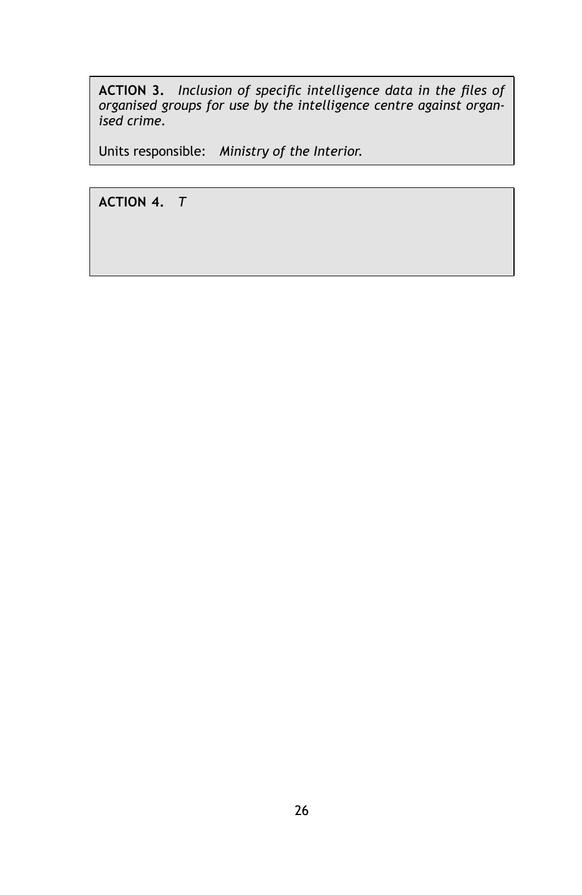**ACTION 3.** *Inclusion of specific intelligence data in the files of organised groups for use by the intelligence centre against organised crime.*

Units responsible: *Ministry of the Interior.*

**ACTION 4.** *T*